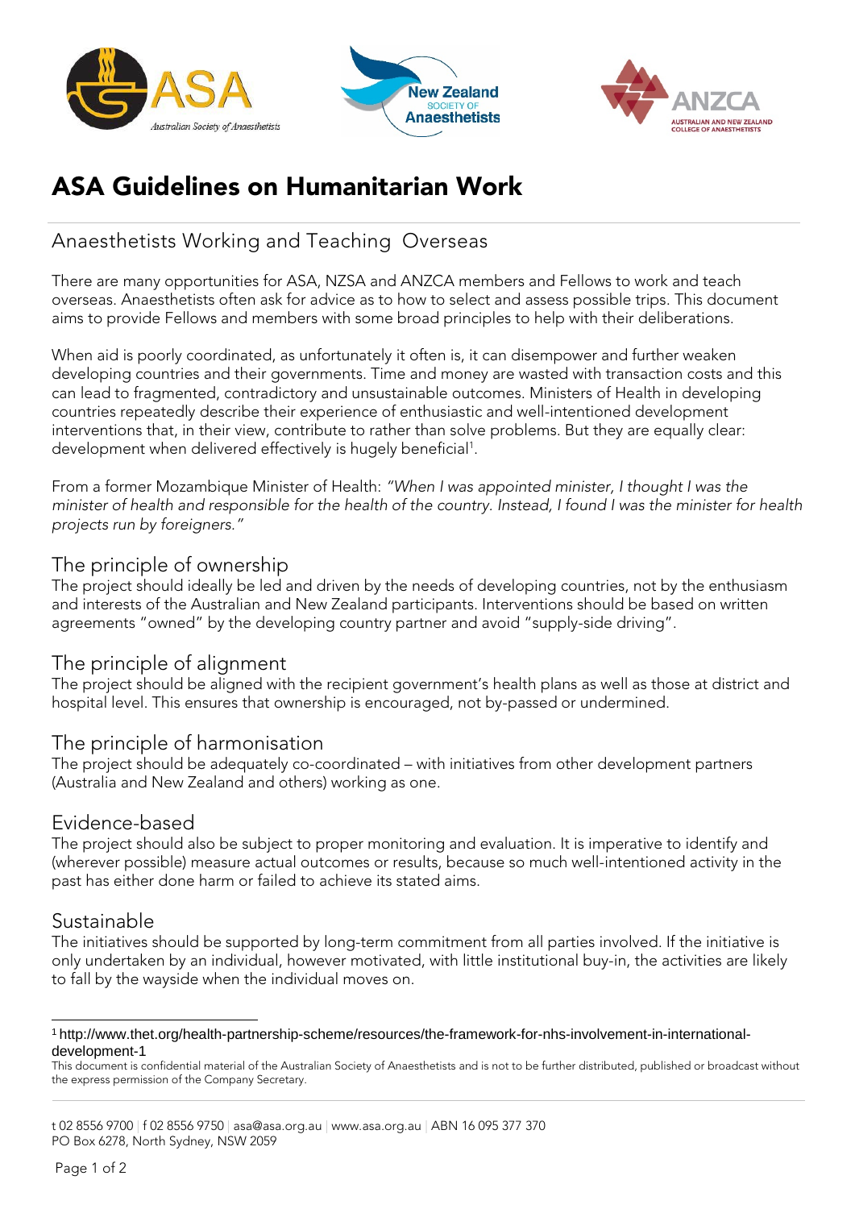# ASA Guidelines on Humanitarian Work

## Anaesthetists Working and Teaching Overseas

There are many opportunities for ASA, NZSA and ANZCA members and Fellows to work and teach overseas. Anaesthetists often ask for advice as to how to select and assess possible trips. This document aims to provide Fellows and members with some broad principles to help with their deliberations.

When aid is poorly coordinated, as unfortunately it often is, it can disempower and further weaken developing countries and their governments. Time and money are wasted with transaction costs and this can lead to fragmented, contradictory and unsustainable outcomes. Ministers of Health in developing countries repeatedly describe their experience of enthusiastic and well-intentioned development interventions that, in their view, contribute to rather than solve problems. But they are equally clear: development when delivered effectively is hugely beneficial[1].

From a former Mozambique Minister of Health: *"When I was appointed minister, I thought I was the minister of health and responsible for the health of the country. Instead, I found I was the minister for health projects run by foreigners."*

## The principle of ownership

The project should ideally be led and driven by the needs of developing countries, not by the enthusiasm and interests of the Australian and New Zealand participants. Interventions should be based on written agreements "owned" by the developing country partner and avoid "supply-side driving".

## The principle of alignment

The project should be aligned with the recipient government's health plans as well as those at district and hospital level. This ensures that ownership is encouraged, not by-passed or undermined.

## The principle of harmonisation

The project should be adequately co-coordinated – with initiatives from other development partners (Australia and New Zealand and others) working as one.

## Evidence-based

The project should also be subject to proper monitoring and evaluation. It is imperative to identify and (wherever possible) measure actual outcomes or results, because so much well-intentioned activity in the past has either done harm or failed to achieve its stated aims.

## Sustainable

The initiatives should be supported by long-term commitment from all parties involved. If the initiative is only undertaken by an individual, however motivated, with little institutional buy-in, the activities are likely to fall by the wayside when the individual moves on.

---

[1] http://www.thet.org/health-partnership-scheme/resources/the-framework-for-nhs-involvement-in-international-development-1

This document is confidential material of the Australian Society of Anaesthetists and is not to be further distributed, published or broadcast without the express permission of the Company Secretary.

t 02 8556 9700 | f 02 8556 9750 | asa@asa.org.au | www.asa.org.au | ABN 16 095 377 370
PO Box 6278, North Sydney, NSW 2059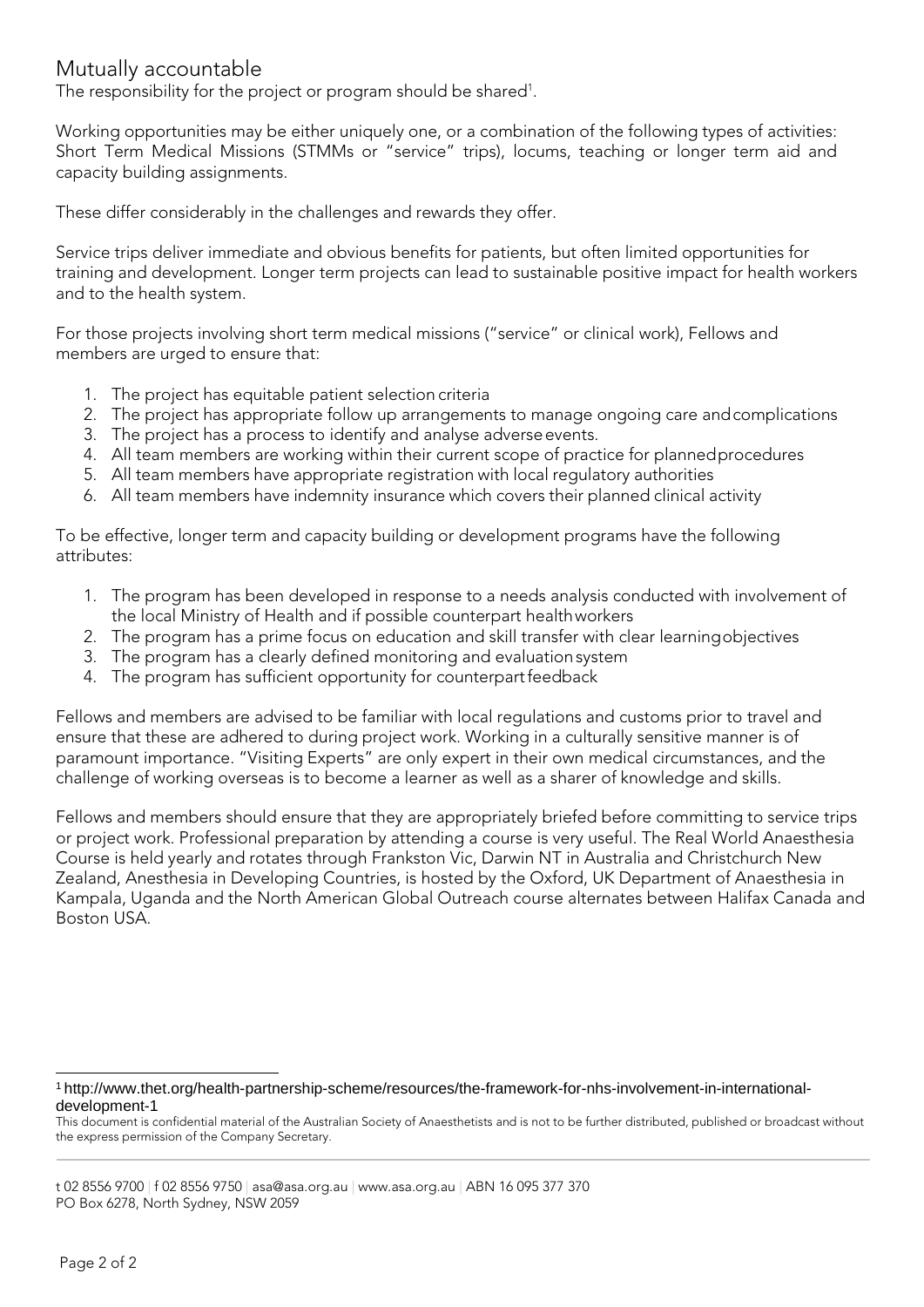## Mutually accountable

The responsibility for the project or program should be shared[1].

Working opportunities may be either uniquely one, or a combination of the following types of activities: Short Term Medical Missions (STMMs or "service" trips), locums, teaching or longer term aid and capacity building assignments.

These differ considerably in the challenges and rewards they offer.

Service trips deliver immediate and obvious benefits for patients, but often limited opportunities for training and development. Longer term projects can lead to sustainable positive impact for health workers and to the health system.

For those projects involving short term medical missions ("service" or clinical work), Fellows and members are urged to ensure that:

1. The project has equitable patient selection criteria
2. The project has appropriate follow up arrangements to manage ongoing care and complications
3. The project has a process to identify and analyse adverse events.
4. All team members are working within their current scope of practice for planned procedures
5. All team members have appropriate registration with local regulatory authorities
6. All team members have indemnity insurance which covers their planned clinical activity

To be effective, longer term and capacity building or development programs have the following attributes:

1. The program has been developed in response to a needs analysis conducted with involvement of the local Ministry of Health and if possible counterpart health workers
2. The program has a prime focus on education and skill transfer with clear learning objectives
3. The program has a clearly defined monitoring and evaluation system
4. The program has sufficient opportunity for counterpart feedback

Fellows and members are advised to be familiar with local regulations and customs prior to travel and ensure that these are adhered to during project work. Working in a culturally sensitive manner is of paramount importance. "Visiting Experts" are only expert in their own medical circumstances, and the challenge of working overseas is to become a learner as well as a sharer of knowledge and skills.

Fellows and members should ensure that they are appropriately briefed before committing to service trips or project work. Professional preparation by attending a course is very useful. The Real World Anaesthesia Course is held yearly and rotates through Frankston Vic, Darwin NT in Australia and Christchurch New Zealand, Anesthesia in Developing Countries, is hosted by the Oxford, UK Department of Anaesthesia in Kampala, Uganda and the North American Global Outreach course alternates between Halifax Canada and Boston USA.

---

[1] http://www.thet.org/health-partnership-scheme/resources/the-framework-for-nhs-involvement-in-international-development-1

This document is confidential material of the Australian Society of Anaesthetists and is not to be further distributed, published or broadcast without the express permission of the Company Secretary.

t 02 8556 9700 | f 02 8556 9750 | asa@asa.org.au | www.asa.org.au | ABN 16 095 377 370
PO Box 6278, North Sydney, NSW 2059